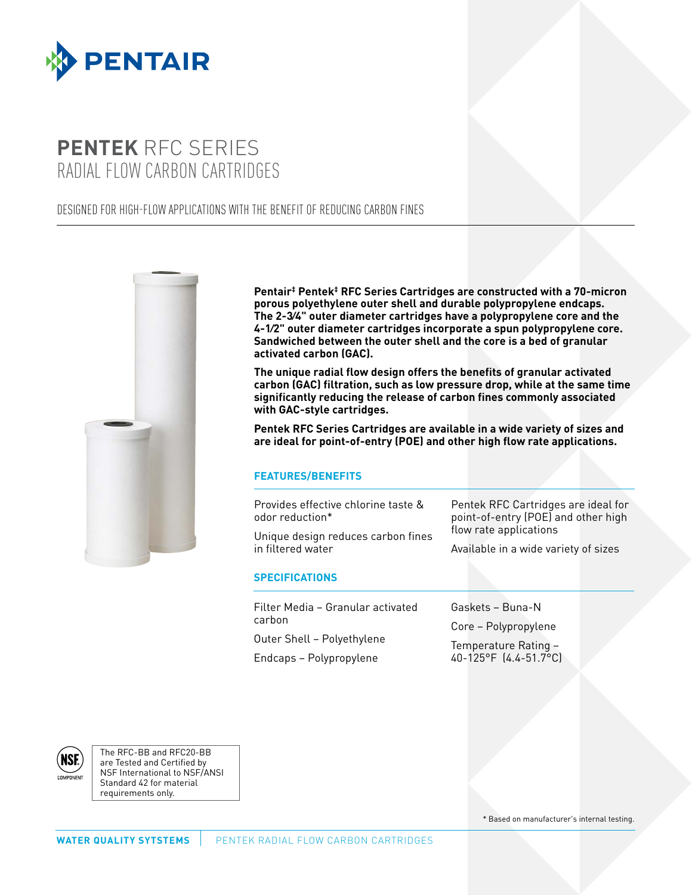PENTAIR

# PENTEK RFC SERIES
## RADIAL FLOW CARBON CARTRIDGES

DESIGNED FOR HIGH-FLOW APPLICATIONS WITH THE BENEFIT OF REDUCING CARBON FINES

**Pentair‡ Pentek‡ RFC Series Cartridges are constructed with a 70-micron porous polyethylene outer shell and durable polypropylene endcaps. The 2-3⁄4" outer diameter cartridges have a polypropylene core and the 4-1⁄2" outer diameter cartridges incorporate a spun polypropylene core. Sandwiched between the outer shell and the core is a bed of granular activated carbon (GAC).**

**The unique radial flow design offers the benefits of granular activated carbon (GAC) filtration, such as low pressure drop, while at the same time significantly reducing the release of carbon fines commonly associated with GAC-style cartridges.**

**Pentek RFC Series Cartridges are available in a wide variety of sizes and are ideal for point-of-entry (POE) and other high flow rate applications.**

### FEATURES/BENEFITS

- Provides effective chlorine taste & odor reduction*
- Unique design reduces carbon fines in filtered water
- Pentek RFC Cartridges are ideal for point-of-entry (POE) and other high flow rate applications
- Available in a wide variety of sizes

### SPECIFICATIONS

- Filter Media – Granular activated carbon
- Outer Shell – Polyethylene
- Endcaps – Polypropylene
- Gaskets – Buna-N
- Core – Polypropylene
- Temperature Rating – 40-125°F (4.4-51.7°C)

NSF COMPONENT

The RFC-BB and RFC20-BB are Tested and Certified by NSF International to NSF/ANSI Standard 42 for material requirements only.

* Based on manufacturer's internal testing.

**WATER QUALITY SYTSTEMS** | PENTEK RADIAL FLOW CARBON CARTRIDGES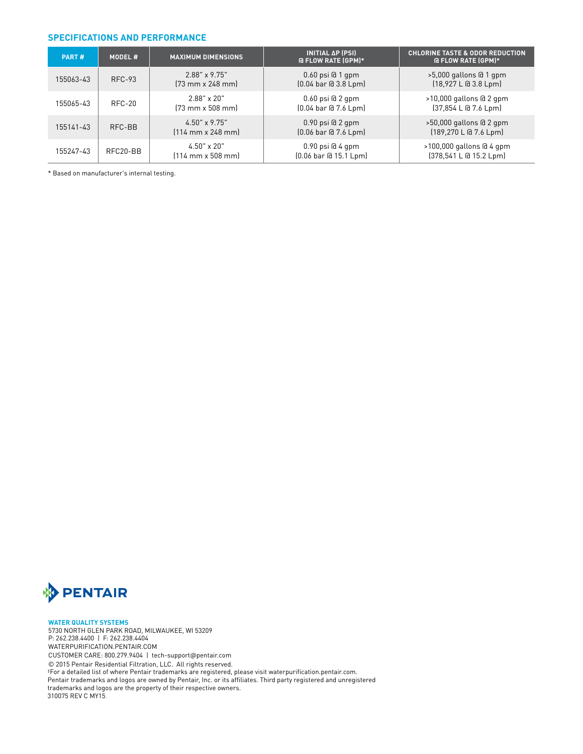## SPECIFICATIONS AND PERFORMANCE

| PART # | MODEL # | MAXIMUM DIMENSIONS | INITIAL ΔP (PSI) @ FLOW RATE (GPM)* | CHLORINE TASTE & ODOR REDUCTION @ FLOW RATE (GPM)* |
|---|---|---|---|---|
| 155063-43 | RFC-93 | 2.88" x 9.75" (73 mm x 248 mm) | 0.60 psi @ 1 gpm (0.04 bar @ 3.8 Lpm) | >5,000 gallons @ 1 gpm (18,927 L @ 3.8 Lpm) |
| 155065-43 | RFC-20 | 2.88" x 20" (73 mm x 508 mm) | 0.60 psi @ 2 gpm (0.04 bar @ 7.6 Lpm) | >10,000 gallons @ 2 gpm (37,854 L @ 7.6 Lpm) |
| 155141-43 | RFC-BB | 4.50" x 9.75" (114 mm x 248 mm) | 0.90 psi @ 2 gpm (0.06 bar @ 7.6 Lpm) | >50,000 gallons @ 2 gpm (189,270 L @ 7.6 Lpm) |
| 155247-43 | RFC20-BB | 4.50" x 20" (114 mm x 508 mm) | 0.90 psi @ 4 gpm (0.06 bar @ 15.1 Lpm) | >100,000 gallons @ 4 gpm (378,541 L @ 15.2 Lpm) |

* Based on manufacturer's internal testing.

PENTAIR

**WATER QUALITY SYSTEMS**
5730 NORTH GLEN PARK ROAD, MILWAUKEE, WI 53209
P: 262.238.4400 | F: 262.238.4404
WATERPURIFICATION.PENTAIR.COM
CUSTOMER CARE: 800.279.9404 | tech-support@pentair.com
© 2015 Pentair Residential Filtration, LLC. All rights reserved.
‡For a detailed list of where Pentair trademarks are registered, please visit waterpurification.pentair.com.
Pentair trademarks and logos are owned by Pentair, Inc. or its affiliates. Third party registered and unregistered trademarks and logos are the property of their respective owners.
310075 REV C MY15.